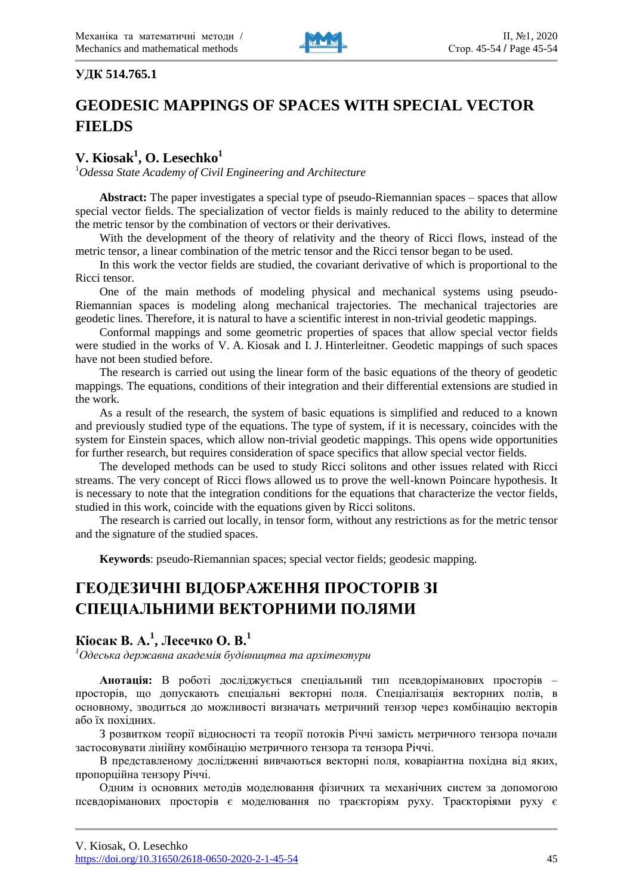**УДК 514.765.1**

# GEODESIC MAPPINGS OF SPACES WITH SPECIAL VECTOR FIELDS

## V. Kiosak[1], O. Lesechko[1]

[1]*Odessa State Academy of Civil Engineering and Architecture*

**Abstract:** The paper investigates a special type of pseudo-Riemannian spaces – spaces that allow special vector fields. The specialization of vector fields is mainly reduced to the ability to determine the metric tensor by the combination of vectors or their derivatives.

With the development of the theory of relativity and the theory of Ricci flows, instead of the metric tensor, a linear combination of the metric tensor and the Ricci tensor began to be used.

In this work the vector fields are studied, the covariant derivative of which is proportional to the Ricci tensor.

One of the main methods of modeling physical and mechanical systems using pseudo-Riemannian spaces is modeling along mechanical trajectories. The mechanical trajectories are geodetic lines. Therefore, it is natural to have a scientific interest in non-trivial geodetic mappings.

Conformal mappings and some geometric properties of spaces that allow special vector fields were studied in the works of V. A. Kiosak and I. J. Hinterleitner. Geodetic mappings of such spaces have not been studied before.

The research is carried out using the linear form of the basic equations of the theory of geodetic mappings. The equations, conditions of their integration and their differential extensions are studied in the work.

As a result of the research, the system of basic equations is simplified and reduced to a known and previously studied type of the equations. The type of system, if it is necessary, coincides with the system for Einstein spaces, which allow non-trivial geodetic mappings. This opens wide opportunities for further research, but requires consideration of space specifics that allow special vector fields.

The developed methods can be used to study Ricci solitons and other issues related with Ricci streams. The very concept of Ricci flows allowed us to prove the well-known Poincare hypothesis. It is necessary to note that the integration conditions for the equations that characterize the vector fields, studied in this work, coincide with the equations given by Ricci solitons.

The research is carried out locally, in tensor form, without any restrictions as for the metric tensor and the signature of the studied spaces.

**Keywords**: pseudo-Riemannian spaces; special vector fields; geodesic mapping.

# ГЕОДЕЗИЧНІ ВІДОБРАЖЕННЯ ПРОСТОРІВ ЗІ СПЕЦІАЛЬНИМИ ВЕКТОРНИМИ ПОЛЯМИ

## Кіосак В. А.[1], Лесечко О. В.[1]

[1]*Одеська державна академія будівництва та архітектури*

**Анотація:** В роботі досліджується спеціальний тип псевдоріманових просторів – просторів, що допускають спеціальні векторні поля. Спеціалізація векторних полів, в основному, зводиться до можливості визначать метричний тензор через комбінацію векторів або їх похідних.

З розвитком теорії відносності та теорії потоків Річчі замість метричного тензора почали застосовувати лінійну комбінацію метричного тензора та тензора Річчі.

В представленому дослідженні вивчаються векторні поля, коваріантна похідна від яких, пропорційна тензору Річчі.

Одним із основних методів моделювання фізичних та механічних систем за допомогою псевдоріманових просторів є моделювання по траєкторіям руху. Траєкторіями руху є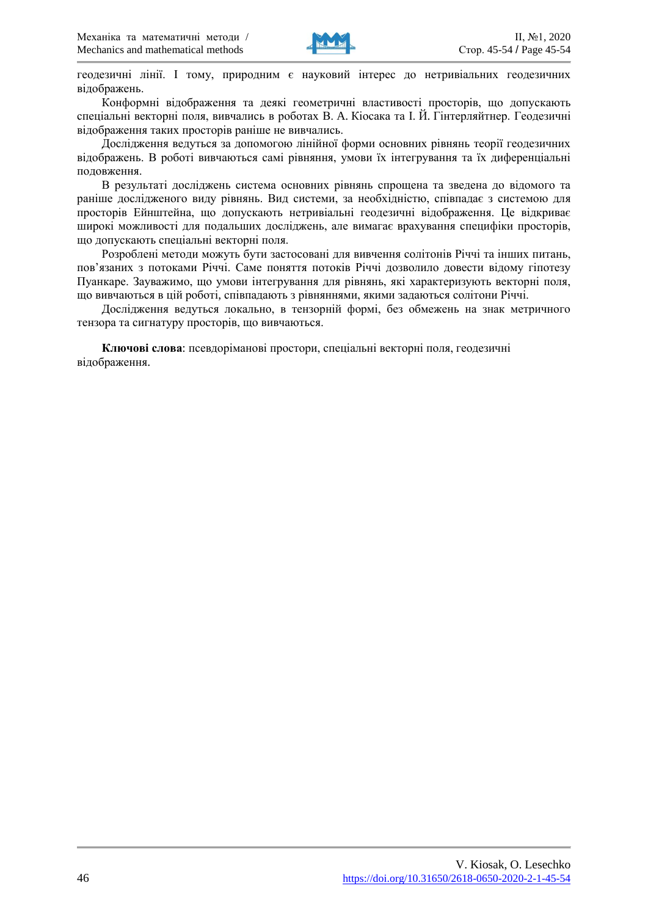геодезичні лінії. І тому, природним є науковий інтерес до нетривіальних геодезичних відображень.

Конформні відображення та деякі геометричні властивості просторів, що допускають спеціальні векторні поля, вивчались в роботах В. А. Кіосака та І. Й. Гінтерляйтнер. Геодезичні відображення таких просторів раніше не вивчались.

Дослідження ведуться за допомогою лінійної форми основних рівнянь теорії геодезичних відображень. В роботі вивчаються самі рівняння, умови їх інтегрування та їх диференціальні подовження.

В результаті досліджень система основних рівнянь спрощена та зведена до відомого та раніше дослідженого виду рівнянь. Вид системи, за необхідністю, співпадає з системою для просторів Ейнштейна, що допускають нетривіальні геодезичні відображення. Це відкриває широкі можливості для подальших досліджень, але вимагає врахування специфіки просторів, що допускають спеціальні векторні поля.

Розроблені методи можуть бути застосовані для вивчення солітонів Річчі та інших питань, пов'язаних з потоками Річчі. Саме поняття потоків Річчі дозволило довести відому гіпотезу Пуанкаре. Зауважимо, що умови інтегрування для рівнянь, які характеризують векторні поля, що вивчаються в цій роботі, співпадають з рівняннями, якими задаються солітони Річчі.

Дослідження ведуться локально, в тензорній формі, без обмежень на знак метричного тензора та сигнатуру просторів, що вивчаються.

**Ключові слова**: псевдоріманові простори, спеціальні векторні поля, геодезичні відображення.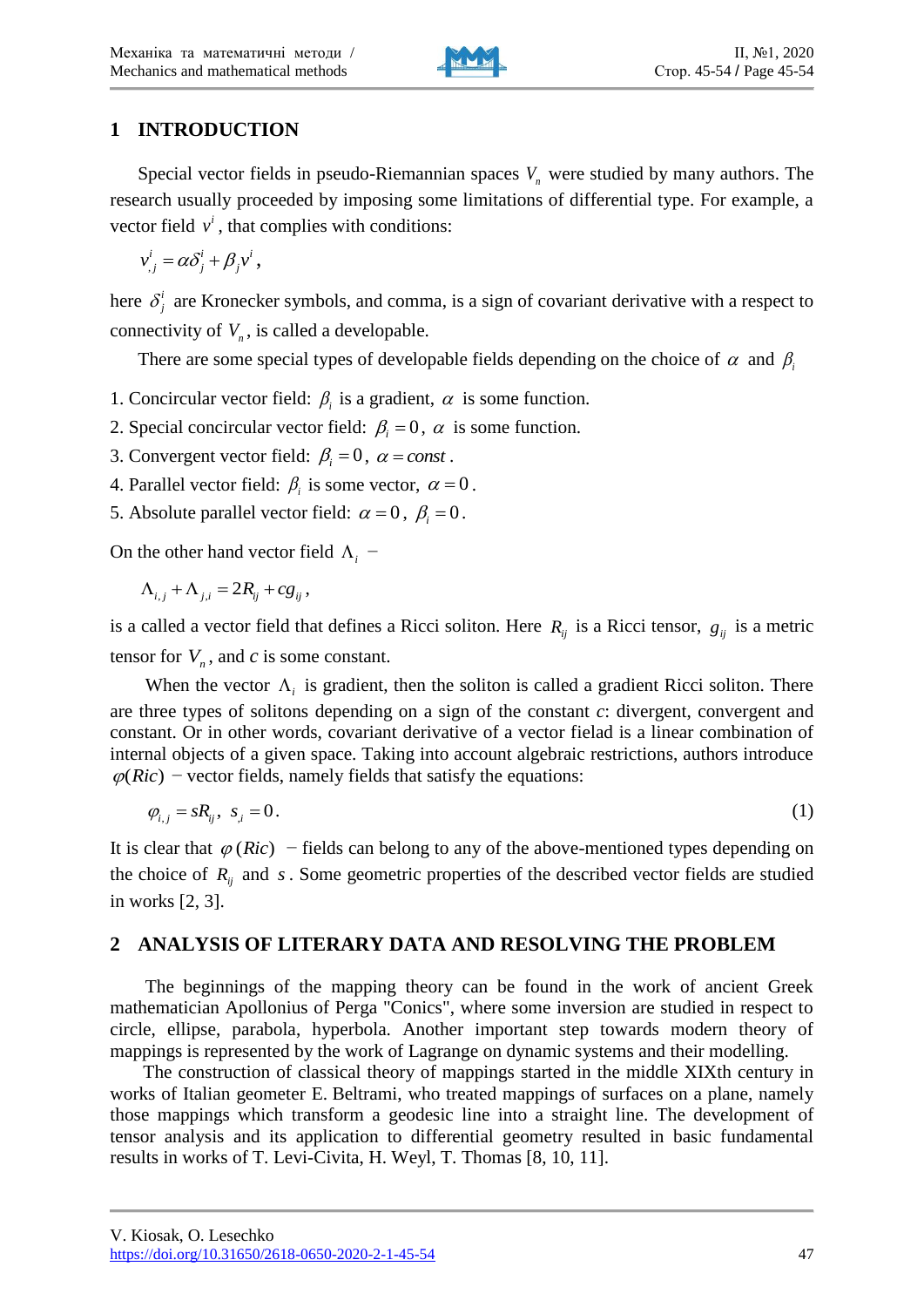## 1 INTRODUCTION

Special vector fields in pseudo-Riemannian spaces $V_n$ were studied by many authors. The research usually proceeded by imposing some limitations of differential type. For example, a vector field $v^i$, that complies with conditions:

$$v^i_{,j} = \alpha\delta^i_j + \beta_j v^i,$$

here $\delta^i_j$ are Kronecker symbols, and comma, is a sign of covariant derivative with a respect to connectivity of $V_n$, is called a developable.

There are some special types of developable fields depending on the choice of $\alpha$ and $\beta_i$

1. Concircular vector field: $\beta_i$ is a gradient, $\alpha$ is some function.
2. Special concircular vector field: $\beta_i = 0$, $\alpha$ is some function.
3. Convergent vector field: $\beta_i = 0$, $\alpha = const$.
4. Parallel vector field: $\beta_i$ is some vector, $\alpha = 0$.
5. Absolute parallel vector field: $\alpha = 0$, $\beta_i = 0$.

On the other hand vector field $\Lambda_i$ −

$$\Lambda_{i,j} + \Lambda_{j,i} = 2R_{ij} + cg_{ij},$$

is a called a vector field that defines a Ricci soliton. Here $R_{ij}$ is a Ricci tensor, $g_{ij}$ is a metric tensor for $V_n$, and $c$ is some constant.

When the vector $\Lambda_i$ is gradient, then the soliton is called a gradient Ricci soliton. There are three types of solitons depending on a sign of the constant $c$: divergent, convergent and constant. Or in other words, covariant derivative of a vector fielad is a linear combination of internal objects of a given space. Taking into account algebraic restrictions, authors introduce $\varphi(Ric)$ − vector fields, namely fields that satisfy the equations:

$$\varphi_{i,j} = sR_{ij}, \; s_{,i} = 0. \tag{1}$$

It is clear that $\varphi(Ric)$ − fields can belong to any of the above-mentioned types depending on the choice of $R_{ij}$ and $s$. Some geometric properties of the described vector fields are studied in works [2, 3].

## 2 ANALYSIS OF LITERARY DATA AND RESOLVING THE PROBLEM

The beginnings of the mapping theory can be found in the work of ancient Greek mathematician Apollonius of Perga "Conics", where some inversion are studied in respect to circle, ellipse, parabola, hyperbola. Another important step towards modern theory of mappings is represented by the work of Lagrange on dynamic systems and their modelling.

The construction of classical theory of mappings started in the middle XIXth century in works of Italian geometer E. Beltrami, who treated mappings of surfaces on a plane, namely those mappings which transform a geodesic line into a straight line. The development of tensor analysis and its application to differential geometry resulted in basic fundamental results in works of T. Levi-Civita, H. Weyl, T. Thomas [8, 10, 11].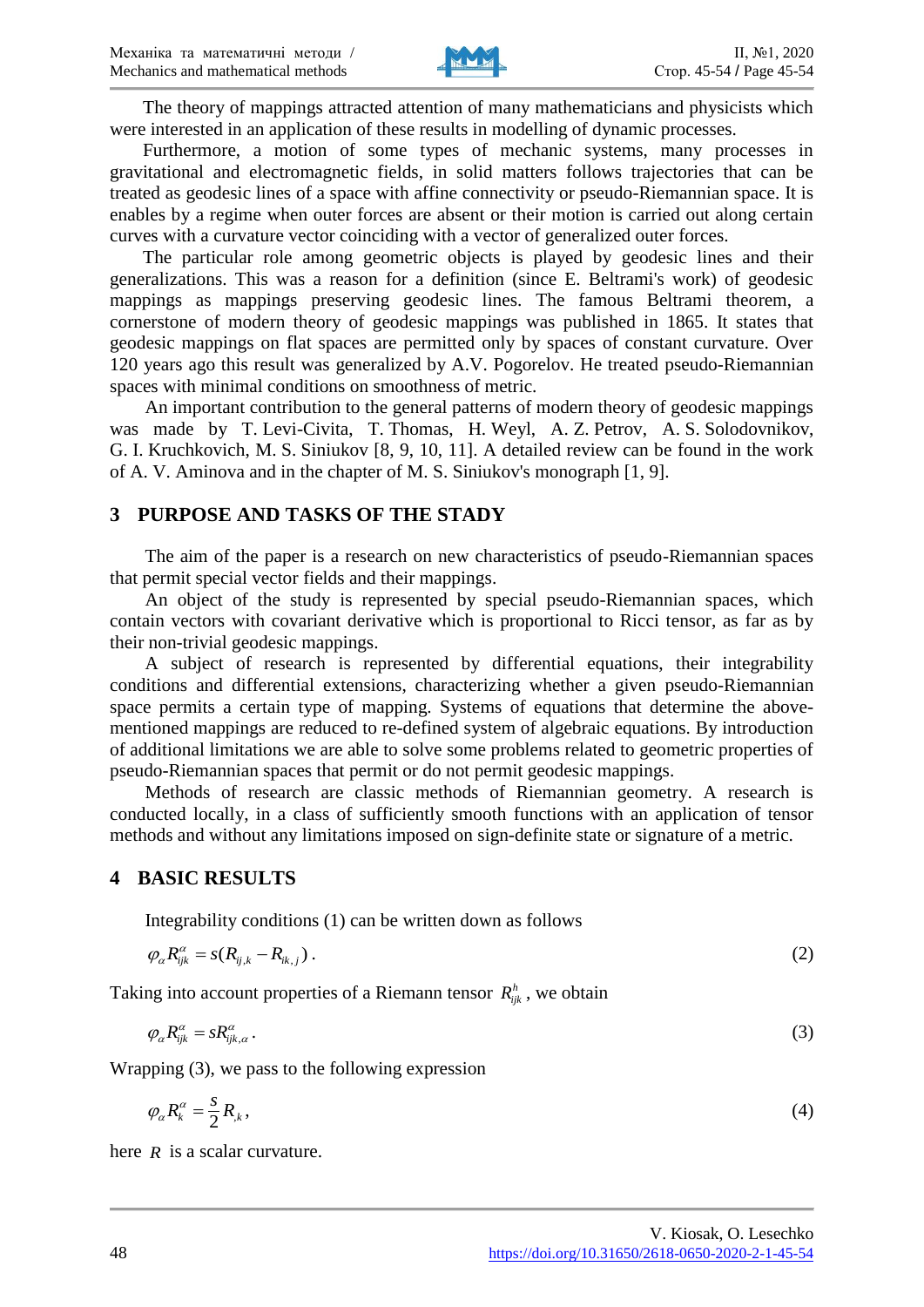The theory of mappings attracted attention of many mathematicians and physicists which were interested in an application of these results in modelling of dynamic processes.

Furthermore, a motion of some types of mechanic systems, many processes in gravitational and electromagnetic fields, in solid matters follows trajectories that can be treated as geodesic lines of a space with affine connectivity or pseudo-Riemannian space. It is enables by a regime when outer forces are absent or their motion is carried out along certain curves with a curvature vector coinciding with a vector of generalized outer forces.

The particular role among geometric objects is played by geodesic lines and their generalizations. This was a reason for a definition (since E. Beltrami's work) of geodesic mappings as mappings preserving geodesic lines. The famous Beltrami theorem, a cornerstone of modern theory of geodesic mappings was published in 1865. It states that geodesic mappings on flat spaces are permitted only by spaces of constant curvature. Over 120 years ago this result was generalized by A.V. Pogorelov. He treated pseudo-Riemannian spaces with minimal conditions on smoothness of metric.

An important contribution to the general patterns of modern theory of geodesic mappings was made by T. Levi-Civita, T. Thomas, H. Weyl, A. Z. Petrov, A. S. Solodovnikov, G. I. Kruchkovich, M. S. Siniukov [8, 9, 10, 11]. A detailed review can be found in the work of A. V. Aminova and in the chapter of M. S. Siniukov's monograph [1, 9].

## 3 PURPOSE AND TASKS OF THE STADY

The aim of the paper is a research on new characteristics of pseudo-Riemannian spaces that permit special vector fields and their mappings.

An object of the study is represented by special pseudo-Riemannian spaces, which contain vectors with covariant derivative which is proportional to Ricci tensor, as far as by their non-trivial geodesic mappings.

A subject of research is represented by differential equations, their integrability conditions and differential extensions, characterizing whether a given pseudo-Riemannian space permits a certain type of mapping. Systems of equations that determine the above-mentioned mappings are reduced to re-defined system of algebraic equations. By introduction of additional limitations we are able to solve some problems related to geometric properties of pseudo-Riemannian spaces that permit or do not permit geodesic mappings.

Methods of research are classic methods of Riemannian geometry. A research is conducted locally, in a class of sufficiently smooth functions with an application of tensor methods and without any limitations imposed on sign-definite state or signature of a metric.

## 4 BASIC RESULTS

Integrability conditions (1) can be written down as follows

$$\varphi_\alpha R^\alpha_{ijk} = s(R_{ij,k} - R_{ik,j}). \tag{2}$$

Taking into account properties of a Riemann tensor $R^h_{ijk}$, we obtain

$$\varphi_\alpha R^\alpha_{ijk} = sR^\alpha_{ijk,\alpha}. \tag{3}$$

Wrapping (3), we pass to the following expression

$$\varphi_\alpha R^\alpha_k = \frac{s}{2} R_{,k}, \tag{4}$$

here $R$ is a scalar curvature.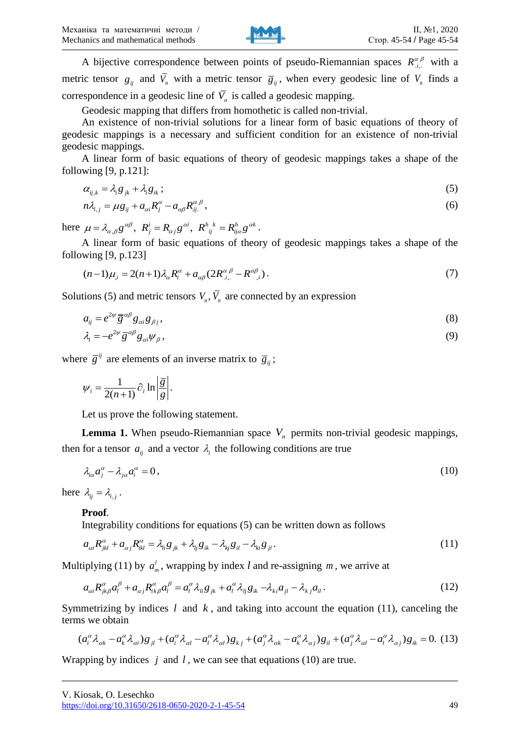A bijective correspondence between points of pseudo-Riemannian spaces $R^{\alpha\beta}_{.i..}$ with a metric tensor $g_{ij}$ and $\bar{V}_n$ with a metric tensor $\bar{g}_{ij}$, when every geodesic line of $V_n$ finds a correspondence in a geodesic line of $\bar{V}_n$ is called a geodesic mapping.

Geodesic mapping that differs from homothetic is called non-trivial.

An existence of non-trivial solutions for a linear form of basic equations of theory of geodesic mappings is a necessary and sufficient condition for an existence of non-trivial geodesic mappings.

A linear form of basic equations of theory of geodesic mappings takes a shape of the following [9, p.121]:

$$\alpha_{ij,k} = \lambda_i g_{jk} + \lambda_i g_{ik}\,; \tag{5}$$

$$n\lambda_{i,j} = \mu g_{ij} + a_{\alpha i} R^{\alpha}_{j} - a_{\alpha\beta} R^{\alpha\ \beta}_{.ij.}\,, \tag{6}$$

here $\mu = \lambda_{\alpha,\beta} g^{\alpha\beta}$, $R^{i}_{j} = R_{\alpha j} g^{\alpha i}$, $R^{h\ \ k}_{\ ij} = R^{h}_{ij\alpha} g^{\alpha k}$.

A linear form of basic equations of theory of geodesic mappings takes a shape of the following [9, p.123]

$$(n-1)\mu_{,i} = 2(n+1)\lambda_{\alpha} R^{\alpha}_{i} + a_{\alpha\beta}(2R^{\alpha\ \beta}_{.i..} - R^{\alpha\beta}_{\ \ ,i})\,. \tag{7}$$

Solutions (5) and metric tensors $V_n, \bar{V}_n$ are connected by an expression

$$a_{ij} = e^{2\psi} \bar{g}^{\alpha\beta} g_{\alpha i} g_{\beta j}\,, \tag{8}$$

$$\lambda_i = -e^{2\psi} \bar{g}^{\alpha\beta} g_{\alpha i} \psi_{\beta}\,, \tag{9}$$

where $\bar{g}^{ij}$ are elements of an inverse matrix to $\bar{g}_{ij}$;

$$\psi_i = \frac{1}{2(n+1)} \partial_i \ln\left|\frac{\bar{g}}{g}\right|.$$

Let us prove the following statement.

**Lemma 1.** When pseudo-Riemannian space $V_n$ permits non-trivial geodesic mappings, then for a tensor $a_{ij}$ and a vector $\lambda_i$ the following conditions are true

$$\lambda_{i\alpha} a^{\alpha}_{j} - \lambda_{j\alpha} a^{\alpha}_{i} = 0\,, \tag{10}$$

here $\lambda_{ij} = \lambda_{i,j}$.

**Proof.**

Integrability conditions for equations (5) can be written down as follows

$$a_{\alpha i} R^{\alpha}_{jkl} + a_{\alpha j} R^{\alpha}_{ikl} = \lambda_{li} g_{jk} + \lambda_{lj} g_{ik} - \lambda_{kj} g_{il} - \lambda_{ki} g_{jl}\,. \tag{11}$$

Multiplying (11) by $a^{l}_{m}$, wrapping by index $l$ and re-assigning $m$, we arrive at

$$a_{\alpha i} R^{\alpha}_{jk\beta} a^{\beta}_{l} + a_{\alpha j} R^{\alpha}_{ik\beta} a^{\beta}_{l} = a^{\alpha}_{i} \lambda_{li} g_{jk} + a^{\alpha}_{l} \lambda_{lj} g_{ik} - \lambda_{ki} a_{jl} - \lambda_{kj} a_{il}\,. \tag{12}$$

Symmetrizing by indices $l$ and $k$, and taking into account the equation (11), canceling the terms we obtain

$$(a^{\alpha}_{i}\lambda_{\alpha k} - a^{\alpha}_{k}\lambda_{\alpha i})g_{jl} + (a^{\alpha}_{i}\lambda_{\alpha l} - a^{\alpha}_{l}\lambda_{\alpha l})g_{kj} + (a^{\alpha}_{j}\lambda_{\alpha k} - a^{\alpha}_{k}\lambda_{\alpha j})g_{il} + (a^{\alpha}_{j}\lambda_{\alpha l} - a^{\alpha}_{l}\lambda_{\alpha j})g_{ik} = 0. \tag{13}$$

Wrapping by indices $j$ and $l$, we can see that equations (10) are true.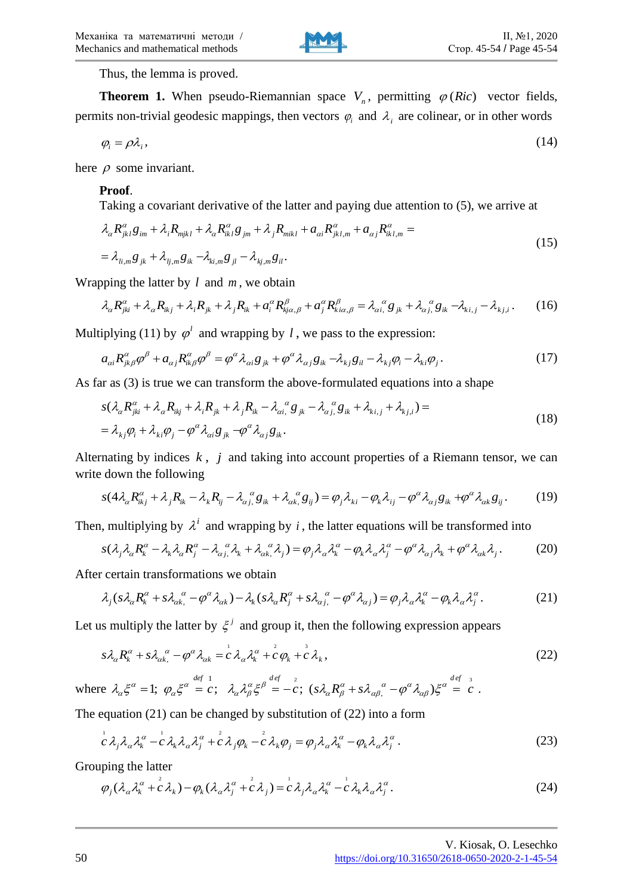Thus, the lemma is proved.

**Theorem 1.** When pseudo-Riemannian space $V_n$, permitting $\varphi(Ric)$ vector fields, permits non-trivial geodesic mappings, then vectors $\varphi_i$ and $\lambda_i$ are colinear, or in other words

$$\varphi_i = \rho\lambda_i, \tag{14}$$

here $\rho$ some invariant.

**Proof**.

Taking a covariant derivative of the latter and paying due attention to (5), we arrive at

$$\begin{aligned}&\lambda_\alpha R^\alpha_{jkl} g_{im} + \lambda_i R_{mjkl} + \lambda_\alpha R^\alpha_{ikl} g_{jm} + \lambda_j R_{mikl} + a_{\alpha i} R^\alpha_{jkl,m} + a_{\alpha j} R^\alpha_{ikl,m} = \\ &= \lambda_{li,m} g_{jk} + \lambda_{lj,m} g_{ik} - \lambda_{ki,m} g_{jl} - \lambda_{kj,m} g_{il}.\end{aligned} \tag{15}$$

Wrapping the latter by $l$ and $m$, we obtain

$$\lambda_\alpha R^\alpha_{jki} + \lambda_\alpha R_{ikj} + \lambda_i R_{jk} + \lambda_j R_{ik} + a^\alpha_i R^\beta_{kj\alpha,\beta} + a^\alpha_j R^\beta_{ki\alpha,\beta} = \lambda_{\alpha i,}{}^\alpha g_{jk} + \lambda_{\alpha j,}{}^\alpha g_{ik} - \lambda_{ki,j} - \lambda_{kj,i}. \tag{16}$$

Multiplying (11) by $\varphi^l$ and wrapping by $l$, we pass to the expression:

$$a_{\alpha i} R^\alpha_{jk\beta}\varphi^\beta + a_{\alpha j} R^\alpha_{ik\beta}\varphi^\beta = \varphi^\alpha \lambda_{\alpha i} g_{jk} + \varphi^\alpha \lambda_{\alpha j} g_{ik} - \lambda_{kj} g_{il} - \lambda_{kj}\varphi_i - \lambda_{ki}\varphi_j. \tag{17}$$

As far as (3) is true we can transform the above-formulated equations into a shape

$$\begin{aligned}&s(\lambda_\alpha R^\alpha_{jki} + \lambda_\alpha R_{ikj} + \lambda_i R_{jk} + \lambda_j R_{ik} - \lambda_{\alpha i,}{}^\alpha g_{jk} - \lambda_{\alpha j,}{}^\alpha g_{ik} + \lambda_{ki,j} + \lambda_{kj,i}) = \\ &= \lambda_{kj}\varphi_i + \lambda_{ki}\varphi_j - \varphi^\alpha \lambda_{\alpha i} g_{jk} - \varphi^\alpha \lambda_{\alpha j} g_{ik}.\end{aligned} \tag{18}$$

Alternating by indices $k$, $j$ and taking into account properties of a Riemann tensor, we can write down the following

$$s(4\lambda_\alpha R^\alpha_{ikj} + \lambda_j R_{ik} - \lambda_k R_{ij} - \lambda_{\alpha j,}{}^\alpha g_{ik} + \lambda_{\alpha k,}{}^\alpha g_{ij}) = \varphi_j \lambda_{ki} - \varphi_k \lambda_{ij} - \varphi^\alpha \lambda_{\alpha j} g_{ik} + \varphi^\alpha \lambda_{\alpha k} g_{ij}. \tag{19}$$

Then, multiplying by $\lambda^i$ and wrapping by $i$, the latter equations will be transformed into

$$s(\lambda_j \lambda_\alpha R^\alpha_k - \lambda_k \lambda_\alpha R^\alpha_j - \lambda_{\alpha j,}{}^\alpha \lambda_k + \lambda_{\alpha k,}{}^\alpha \lambda_j) = \varphi_j \lambda_\alpha \lambda^\alpha_k - \varphi_k \lambda_\alpha \lambda^\alpha_j - \varphi^\alpha \lambda_{\alpha j}\lambda_k + \varphi^\alpha \lambda_{\alpha k}\lambda_j. \tag{20}$$

After certain transformations we obtain

$$\lambda_j(s\lambda_\alpha R^\alpha_k + s\lambda_{\alpha k,}{}^\alpha - \varphi^\alpha \lambda_{\alpha k}) - \lambda_k(s\lambda_\alpha R^\alpha_j + s\lambda_{\alpha j,}{}^\alpha - \varphi^\alpha \lambda_{\alpha j}) = \varphi_j \lambda_\alpha \lambda^\alpha_k - \varphi_k \lambda_\alpha \lambda^\alpha_j. \tag{21}$$

Let us multiply the latter by $\xi^j$ and group it, then the following expression appears

$$s\lambda_\alpha R^\alpha_k + s\lambda_{\alpha k,}{}^\alpha - \varphi^\alpha \lambda_{\alpha k} = \overset{1}{c}\lambda_\alpha \lambda^\alpha_k + \overset{2}{c}\varphi_k + \overset{3}{c}\lambda_k, \tag{22}$$

where $\lambda_\alpha \xi^\alpha = 1$; $\varphi_\alpha \xi^\alpha \overset{def}{=} \overset{1}{c}$; $\lambda_\alpha \lambda^\alpha_\beta \xi^\beta \overset{def}{=} -\overset{2}{c}$; $(s\lambda_\alpha R^\alpha_\beta + s\lambda_{\alpha\beta,}{}^\alpha - \varphi^\alpha \lambda_{\alpha\beta})\xi^\alpha \overset{def}{=} \overset{3}{c}$.

The equation (21) can be changed by substitution of (22) into a form

$$\overset{1}{c}\lambda_j \lambda_\alpha \lambda^\alpha_k - \overset{1}{c}\lambda_k \lambda_\alpha \lambda^\alpha_j + \overset{2}{c}\lambda_j \varphi_k - \overset{2}{c}\lambda_k \varphi_j = \varphi_j \lambda_\alpha \lambda^\alpha_k - \varphi_k \lambda_\alpha \lambda^\alpha_j. \tag{23}$$

Grouping the latter

$$\varphi_j(\lambda_\alpha \lambda^\alpha_k + \overset{2}{c}\lambda_k) - \varphi_k(\lambda_\alpha \lambda^\alpha_j + \overset{2}{c}\lambda_j) = \overset{1}{c}\lambda_j \lambda_\alpha \lambda^\alpha_k - \overset{1}{c}\lambda_k \lambda_\alpha \lambda^\alpha_j. \tag{24}$$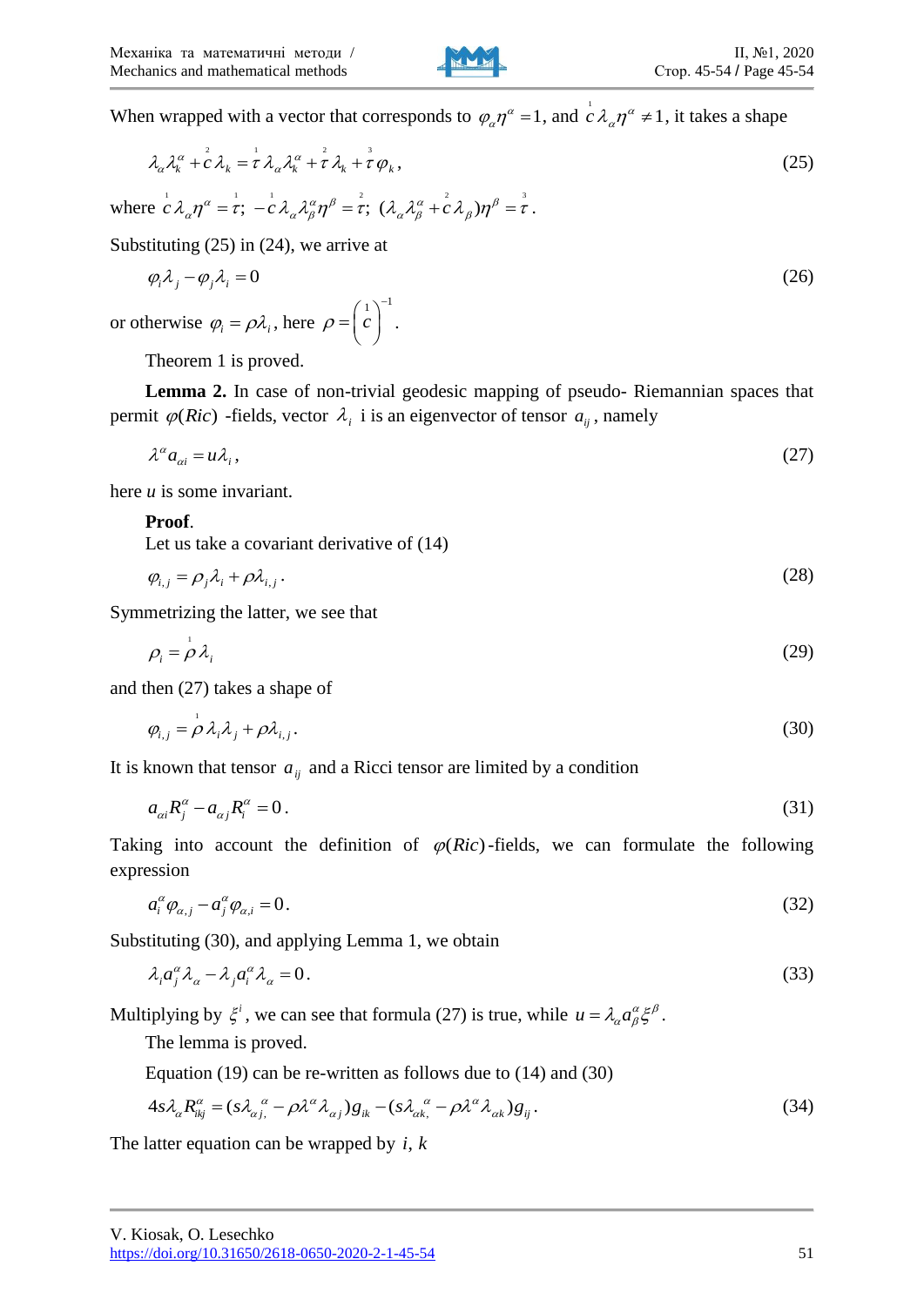When wrapped with a vector that corresponds to $\varphi_\alpha \eta^\alpha = 1$, and $\overset{1}{c}\lambda_\alpha \eta^\alpha \neq 1$, it takes a shape

$$\lambda_\alpha \lambda_k^\alpha + \overset{2}{c}\lambda_k = \overset{1}{\tau}\lambda_\alpha \lambda_k^\alpha + \overset{2}{\tau}\lambda_k + \overset{3}{\tau}\varphi_k, \tag{25}$$

where $\overset{1}{c}\lambda_\alpha \eta^\alpha = \overset{1}{\tau}$; $-\overset{1}{c}\lambda_\alpha \lambda_\beta^\alpha \eta^\beta = \overset{2}{\tau}$; $(\lambda_\alpha \lambda_\beta^\alpha + \overset{2}{c}\lambda_\beta)\eta^\beta = \overset{3}{\tau}$.

Substituting (25) in (24), we arrive at

$$\varphi_i \lambda_j - \varphi_j \lambda_i = 0 \tag{26}$$

or otherwise $\varphi_i = \rho\lambda_i$, here $\rho = \left(\overset{1}{c}\right)^{-1}$.

Theorem 1 is proved.

**Lemma 2.** In case of non-trivial geodesic mapping of pseudo- Riemannian spaces that permit $\varphi(Ric)$ -fields, vector $\lambda_i$ i is an eigenvector of tensor $a_{ij}$, namely

$$\lambda^\alpha a_{\alpha i} = u\lambda_i, \tag{27}$$

here $u$ is some invariant.

**Proof**.

Let us take a covariant derivative of (14)

$$\varphi_{i,j} = \rho_j \lambda_i + \rho\lambda_{i,j}. \tag{28}$$

Symmetrizing the latter, we see that

$$\rho_i = \overset{1}{\rho}\lambda_i \tag{29}$$

and then (27) takes a shape of

$$\varphi_{i,j} = \overset{1}{\rho}\lambda_i \lambda_j + \rho\lambda_{i,j}. \tag{30}$$

It is known that tensor $a_{ij}$ and a Ricci tensor are limited by a condition

$$a_{\alpha i} R_j^\alpha - a_{\alpha j} R_i^\alpha = 0. \tag{31}$$

Taking into account the definition of $\varphi(Ric)$-fields, we can formulate the following expression

$$a_i^\alpha \varphi_{\alpha,j} - a_j^\alpha \varphi_{\alpha,i} = 0. \tag{32}$$

Substituting (30), and applying Lemma 1, we obtain

$$\lambda_i a_j^\alpha \lambda_\alpha - \lambda_j a_i^\alpha \lambda_\alpha = 0. \tag{33}$$

Multiplying by $\xi^i$, we can see that formula (27) is true, while $u = \lambda_\alpha a_\beta^\alpha \xi^\beta$.

The lemma is proved.

Equation (19) can be re-written as follows due to (14) and (30)

$$4s\lambda_\alpha R_{ikj}^\alpha = (s\lambda_{\alpha j,}^{\ \alpha} - \rho\lambda^\alpha \lambda_{\alpha j})g_{ik} - (s\lambda_{\alpha k,}^{\ \alpha} - \rho\lambda^\alpha \lambda_{\alpha k})g_{ij}. \tag{34}$$

The latter equation can be wrapped by $i$, $k$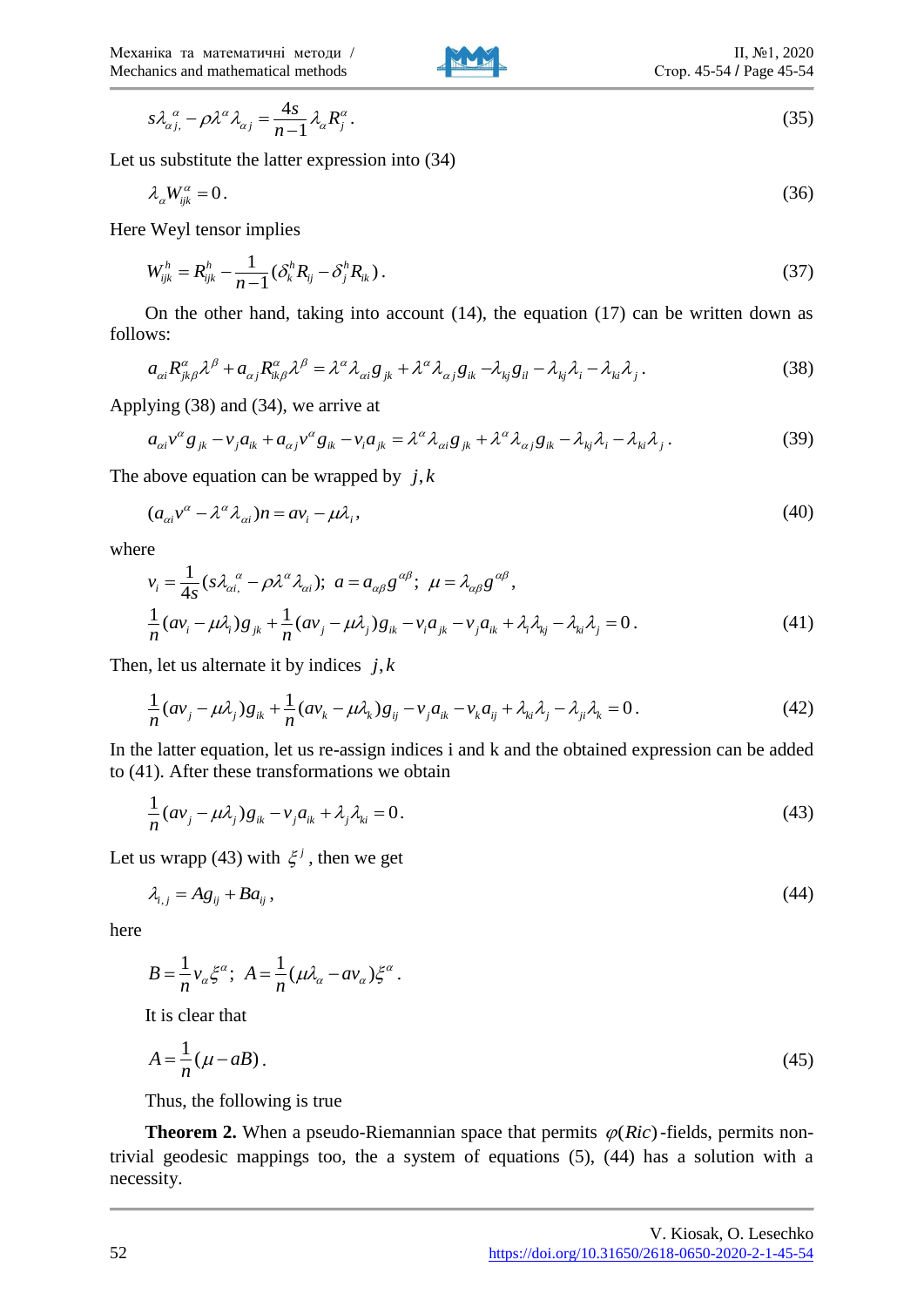$$s\lambda^{\ \alpha}_{\alpha j,} - \rho\lambda^{\alpha}\lambda_{\alpha j} = \frac{4s}{n-1}\lambda_{\alpha}R^{\alpha}_{j}. \tag{35}$$

Let us substitute the latter expression into (34)

$$\lambda_{\alpha}W^{\alpha}_{ijk} = 0. \tag{36}$$

Here Weyl tensor implies

$$W^{h}_{ijk} = R^{h}_{ijk} - \frac{1}{n-1}(\delta^{h}_{k}R_{ij} - \delta^{h}_{j}R_{ik}). \tag{37}$$

On the other hand, taking into account (14), the equation (17) can be written down as follows:

$$a_{\alpha i}R^{\alpha}_{jk\beta}\lambda^{\beta} + a_{\alpha j}R^{\alpha}_{ik\beta}\lambda^{\beta} = \lambda^{\alpha}\lambda_{\alpha i}g_{jk} + \lambda^{\alpha}\lambda_{\alpha j}g_{ik} - \lambda_{kj}g_{il} - \lambda_{kj}\lambda_{i} - \lambda_{ki}\lambda_{j}. \tag{38}$$

Applying (38) and (34), we arrive at

$$a_{\alpha i}v^{\alpha}g_{jk} - v_{j}a_{ik} + a_{\alpha j}v^{\alpha}g_{ik} - v_{i}a_{jk} = \lambda^{\alpha}\lambda_{\alpha i}g_{jk} + \lambda^{\alpha}\lambda_{\alpha j}g_{ik} - \lambda_{kj}\lambda_{i} - \lambda_{ki}\lambda_{j}. \tag{39}$$

The above equation can be wrapped by $j,k$

$$(a_{\alpha i}v^{\alpha} - \lambda^{\alpha}\lambda_{\alpha i})n = av_{i} - \mu\lambda_{i}, \tag{40}$$

where

$$v_{i} = \frac{1}{4s}(s\lambda^{\ \alpha}_{\alpha i,} - \rho\lambda^{\alpha}\lambda_{\alpha i});\ a = a_{\alpha\beta}g^{\alpha\beta};\ \mu = \lambda_{\alpha\beta}g^{\alpha\beta},$$

$$\frac{1}{n}(av_{i} - \mu\lambda_{i})g_{jk} + \frac{1}{n}(av_{j} - \mu\lambda_{j})g_{ik} - v_{i}a_{jk} - v_{j}a_{ik} + \lambda_{i}\lambda_{kj} - \lambda_{ki}\lambda_{j} = 0. \tag{41}$$

Then, let us alternate it by indices $j,k$

$$\frac{1}{n}(av_{j} - \mu\lambda_{j})g_{ik} + \frac{1}{n}(av_{k} - \mu\lambda_{k})g_{ij} - v_{j}a_{ik} - v_{k}a_{ij} + \lambda_{ki}\lambda_{j} - \lambda_{ji}\lambda_{k} = 0. \tag{42}$$

In the latter equation, let us re-assign indices i and k and the obtained expression can be added to (41). After these transformations we obtain

$$\frac{1}{n}(av_{j} - \mu\lambda_{j})g_{ik} - v_{j}a_{ik} + \lambda_{j}\lambda_{ki} = 0. \tag{43}$$

Let us wrapp (43) with $\xi^{j}$, then we get

$$\lambda_{i,j} = Ag_{ij} + Ba_{ij}, \tag{44}$$

here

$$B = \frac{1}{n}v_{\alpha}\xi^{\alpha};\ A = \frac{1}{n}(\mu\lambda_{\alpha} - av_{\alpha})\xi^{\alpha}.$$

It is clear that

$$A = \frac{1}{n}(\mu - aB). \tag{45}$$

Thus, the following is true

**Theorem 2.** When a pseudo-Riemannian space that permits $\varphi(Ric)$-fields, permits non-trivial geodesic mappings too, the a system of equations (5), (44) has a solution with a necessity.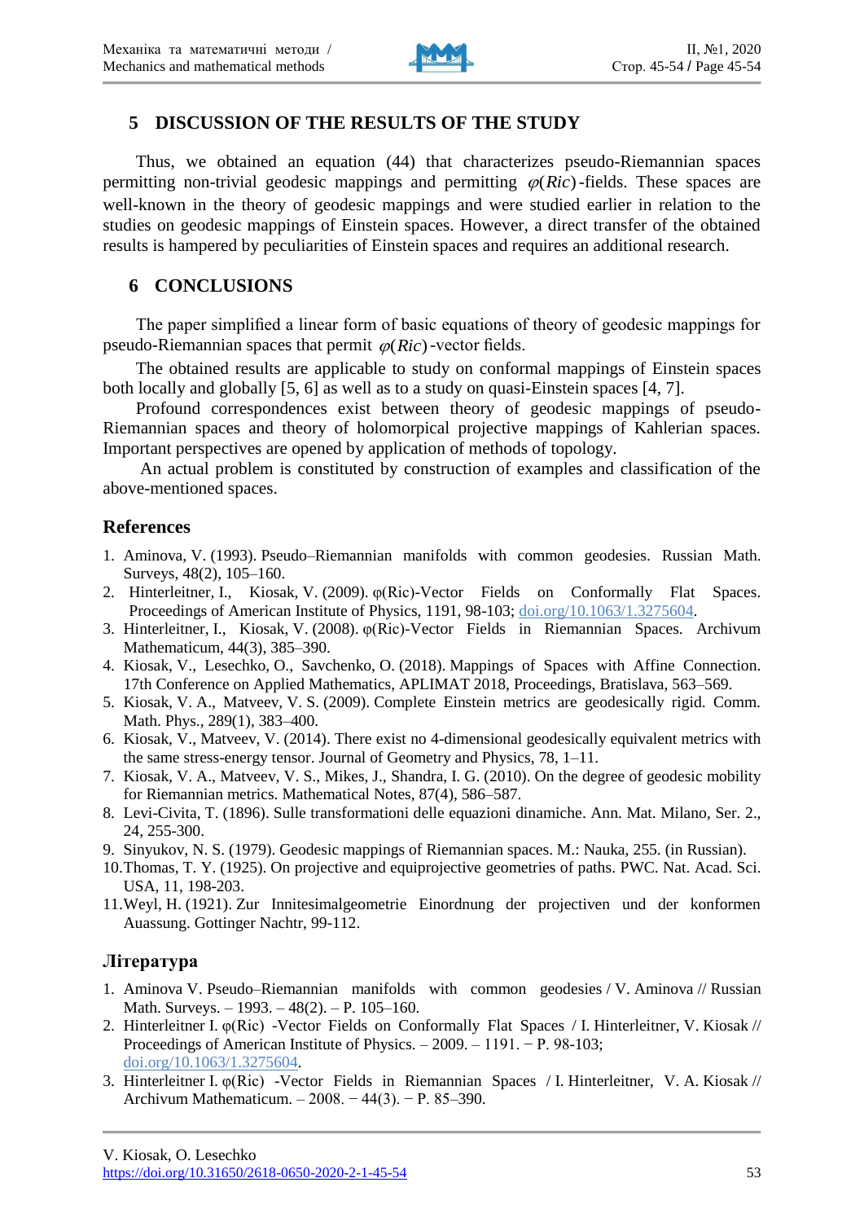## 5 DISCUSSION OF THE RESULTS OF THE STUDY

Thus, we obtained an equation (44) that characterizes pseudo-Riemannian spaces permitting non-trivial geodesic mappings and permitting $\varphi(Ric)$-fields. These spaces are well-known in the theory of geodesic mappings and were studied earlier in relation to the studies on geodesic mappings of Einstein spaces. However, a direct transfer of the obtained results is hampered by peculiarities of Einstein spaces and requires an additional research.

## 6 CONCLUSIONS

The paper simplified a linear form of basic equations of theory of geodesic mappings for pseudo-Riemannian spaces that permit $\varphi(Ric)$-vector fields.

The obtained results are applicable to study on conformal mappings of Einstein spaces both locally and globally [5, 6] as well as to a study on quasi-Einstein spaces [4, 7].

Profound correspondences exist between theory of geodesic mappings of pseudo-Riemannian spaces and theory of holomorpical projective mappings of Kahlerian spaces. Important perspectives are opened by application of methods of topology.

An actual problem is constituted by construction of examples and classification of the above-mentioned spaces.

### References

1. Aminova, V. (1993). Pseudo–Riemannian manifolds with common geodesies. Russian Math. Surveys, 48(2), 105–160.
2. Hinterleitner, I., Kiosak, V. (2009). φ(Ric)-Vector Fields on Conformally Flat Spaces. Proceedings of American Institute of Physics, 1191, 98-103; doi.org/10.1063/1.3275604.
3. Hinterleitner, I., Kiosak, V. (2008). φ(Ric)-Vector Fields in Riemannian Spaces. Archivum Mathematicum, 44(3), 385–390.
4. Kiosak, V., Lesechko, O., Savchenko, O. (2018). Mappings of Spaces with Affine Connection. 17th Conference on Applied Mathematics, APLIMAT 2018, Proceedings, Bratislava, 563–569.
5. Kiosak, V. A., Matveev, V. S. (2009). Complete Einstein metrics are geodesically rigid. Comm. Math. Phys., 289(1), 383–400.
6. Kiosak, V., Matveev, V. (2014). There exist no 4-dimensional geodesically equivalent metrics with the same stress-energy tensor. Journal of Geometry and Physics, 78, 1–11.
7. Kiosak, V. A., Matveev, V. S., Mikes, J., Shandra, I. G. (2010). On the degree of geodesic mobility for Riemannian metrics. Mathematical Notes, 87(4), 586–587.
8. Levi-Civita, T. (1896). Sulle transformationi delle equazioni dinamiche. Ann. Mat. Milano, Ser. 2., 24, 255-300.
9. Sinyukov, N. S. (1979). Geodesic mappings of Riemannian spaces. M.: Nauka, 255. (in Russian).
10. Thomas, T. Y. (1925). On projective and equiprojective geometries of paths. PWC. Nat. Acad. Sci. USA, 11, 198-203.
11. Weyl, H. (1921). Zur Innitesimalgeometrie Einordnung der projectiven und der konformen Auassung. Gottinger Nachtr, 99-112.

### Література

1. Aminova V. Pseudo–Riemannian manifolds with common geodesies / V. Aminova // Russian Math. Surveys. – 1993. – 48(2). – P. 105–160.
2. Hinterleitner I. φ(Ric) -Vector Fields on Conformally Flat Spaces / I. Hinterleitner, V. Kiosak // Proceedings of American Institute of Physics. – 2009. – 1191. − P. 98-103; doi.org/10.1063/1.3275604.
3. Hinterleitner I. φ(Ric) -Vector Fields in Riemannian Spaces / I. Hinterleitner, V. A. Kiosak // Archivum Mathematicum. – 2008. − 44(3). − P. 85–390.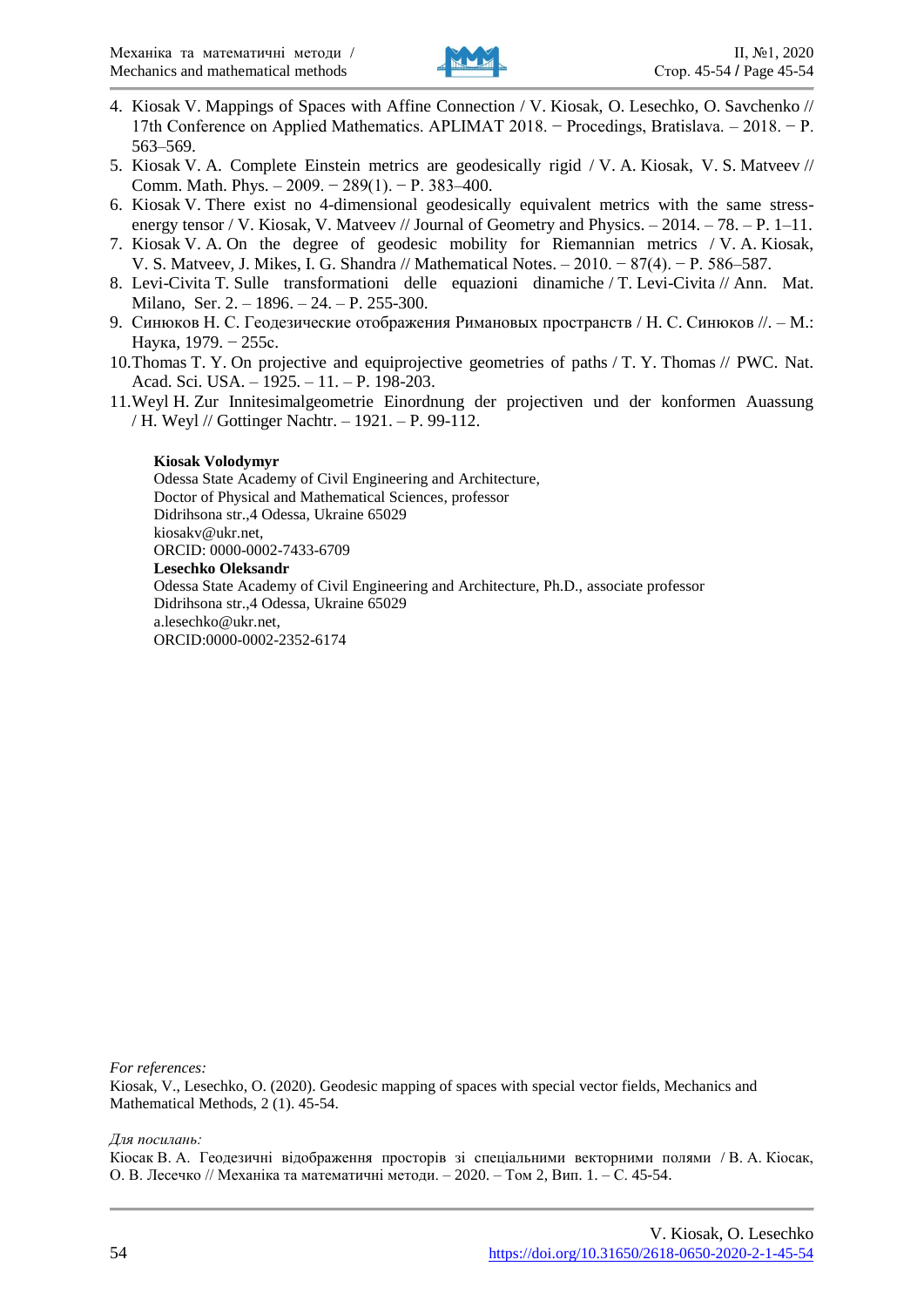4. Kiosak V. Mappings of Spaces with Affine Connection / V. Kiosak, O. Lesechko, O. Savchenko // 17th Conference on Applied Mathematics. APLIMAT 2018. − Procedings, Bratislava. – 2018. − P. 563–569.
5. Kiosak V. A. Complete Einstein metrics are geodesically rigid / V. A. Kiosak, V. S. Matveev // Comm. Math. Phys. – 2009. − 289(1). − P. 383–400.
6. Kiosak V. There exist no 4-dimensional geodesically equivalent metrics with the same stress-energy tensor / V. Kiosak, V. Matveev // Journal of Geometry and Physics. – 2014. – 78. – P. 1–11.
7. Kiosak V. A. On the degree of geodesic mobility for Riemannian metrics / V. A. Kiosak, V. S. Matveev, J. Mikes, I. G. Shandra // Mathematical Notes. – 2010. − 87(4). − P. 586–587.
8. Levi-Civita T. Sulle transformationi delle equazioni dinamiche / T. Levi-Civita // Ann. Mat. Milano, Ser. 2. – 1896. – 24. – P. 255-300.
9. Синюков Н. С. Геодезические отображения Римановых пространств / Н. С. Синюков //. – М.: Наука, 1979. − 255с.
10. Thomas T. Y. On projective and equiprojective geometries of paths / T. Y. Thomas // PWC. Nat. Acad. Sci. USA. – 1925. – 11. – P. 198-203.
11. Weyl H. Zur Innitesimalgeometrie Einordnung der projectiven und der konformen Auassung / H. Weyl // Gottinger Nachtr. – 1921. – P. 99-112.

**Kiosak Volodymyr**
Odessa State Academy of Civil Engineering and Architecture,
Doctor of Physical and Mathematical Sciences, professor
Didrihsona str.,4 Odessa, Ukraine 65029
kiosakv@ukr.net,
ORCID: 0000-0002-7433-6709

**Lesechko Oleksandr**
Odessa State Academy of Civil Engineering and Architecture, Ph.D., associate professor
Didrihsona str.,4 Odessa, Ukraine 65029
a.lesechko@ukr.net,
ORCID:0000-0002-2352-6174

*For references:*
Kiosak, V., Lesechko, O. (2020). Geodesic mapping of spaces with special vector fields, Mechanics and Mathematical Methods, 2 (1). 45-54.

*Для посилань:*
Кіосак В. А. Геодезичні відображення просторів зі спеціальними векторними полями / В. А. Кіосак, О. В. Лесечко // Механіка та математичні методи. – 2020. – Том 2, Вип. 1. – С. 45-54.

V. Kiosak, O. Lesechko
https://doi.org/10.31650/2618-0650-2020-2-1-45-54